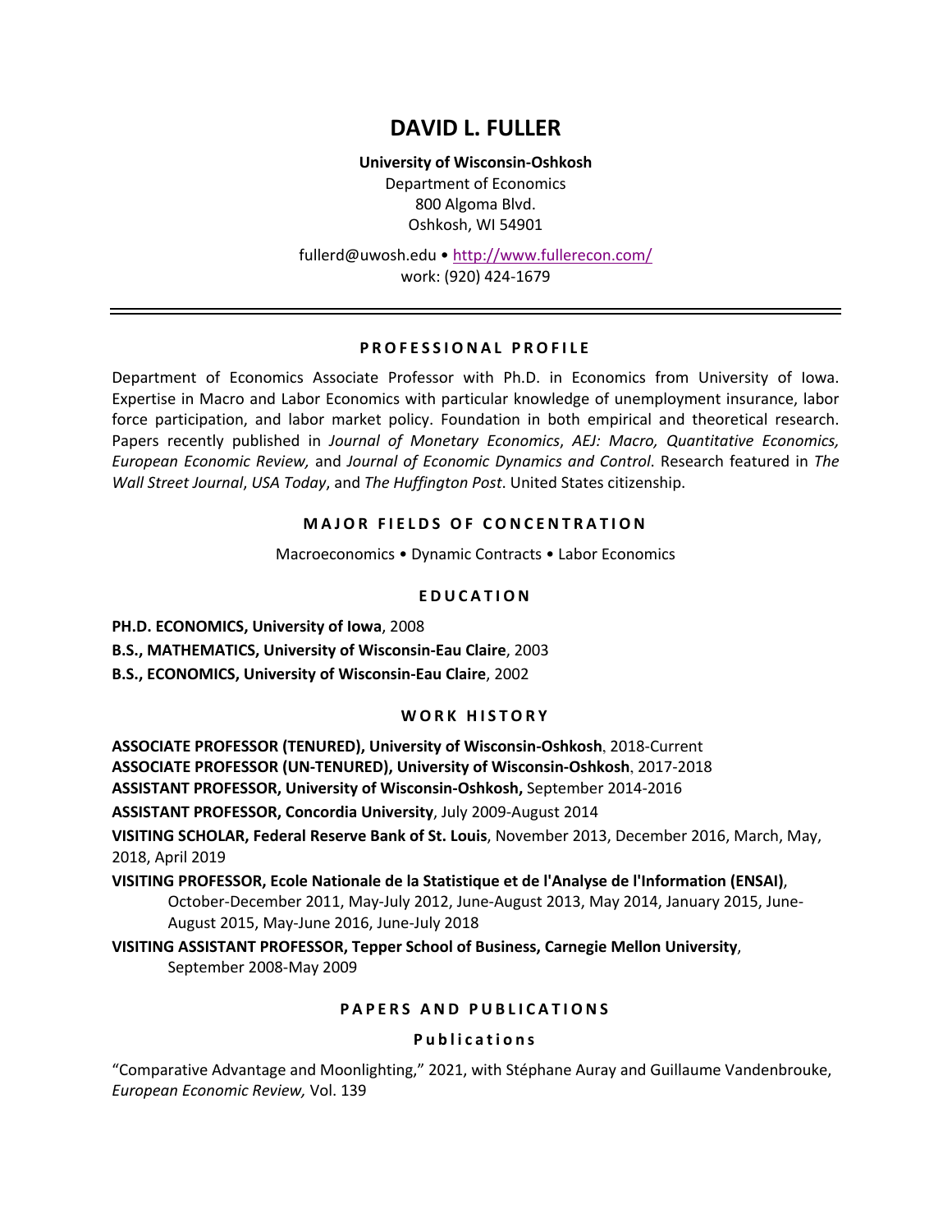# DAVID L. FULLER

**University of Wisconsin-Oshkosh**
Department of Economics
800 Algoma Blvd.
Oshkosh, WI 54901

fullerd@uwosh.edu • [http://www.fullerecon.com/](http://www.fullerecon.com/)
work: (920) 424-1679

---

## PROFESSIONAL PROFILE

Department of Economics Associate Professor with Ph.D. in Economics from University of Iowa. Expertise in Macro and Labor Economics with particular knowledge of unemployment insurance, labor force participation, and labor market policy. Foundation in both empirical and theoretical research. Papers recently published in *Journal of Monetary Economics*, *AEJ: Macro, Quantitative Economics, European Economic Review,* and *Journal of Economic Dynamics and Control*. Research featured in *The Wall Street Journal*, *USA Today*, and *The Huffington Post*. United States citizenship.

## MAJOR FIELDS OF CONCENTRATION

Macroeconomics • Dynamic Contracts • Labor Economics

## EDUCATION

**PH.D. ECONOMICS, University of Iowa**, 2008

**B.S., MATHEMATICS, University of Wisconsin-Eau Claire**, 2003

**B.S., ECONOMICS, University of Wisconsin-Eau Claire**, 2002

## WORK HISTORY

**ASSOCIATE PROFESSOR (TENURED), University of Wisconsin-Oshkosh**, 2018-Current

**ASSOCIATE PROFESSOR (UN-TENURED), University of Wisconsin-Oshkosh**, 2017-2018

**ASSISTANT PROFESSOR, University of Wisconsin-Oshkosh,** September 2014-2016

**ASSISTANT PROFESSOR, Concordia University**, July 2009-August 2014

**VISITING SCHOLAR, Federal Reserve Bank of St. Louis**, November 2013, December 2016, March, May, 2018, April 2019

**VISITING PROFESSOR, Ecole Nationale de la Statistique et de l'Analyse de l'Information (ENSAI)**, October-December 2011, May-July 2012, June-August 2013, May 2014, January 2015, June-August 2015, May-June 2016, June-July 2018

**VISITING ASSISTANT PROFESSOR, Tepper School of Business, Carnegie Mellon University**, September 2008-May 2009

## PAPERS AND PUBLICATIONS

### Publications

"Comparative Advantage and Moonlighting," 2021, with Stéphane Auray and Guillaume Vandenbrouke, *European Economic Review,* Vol. 139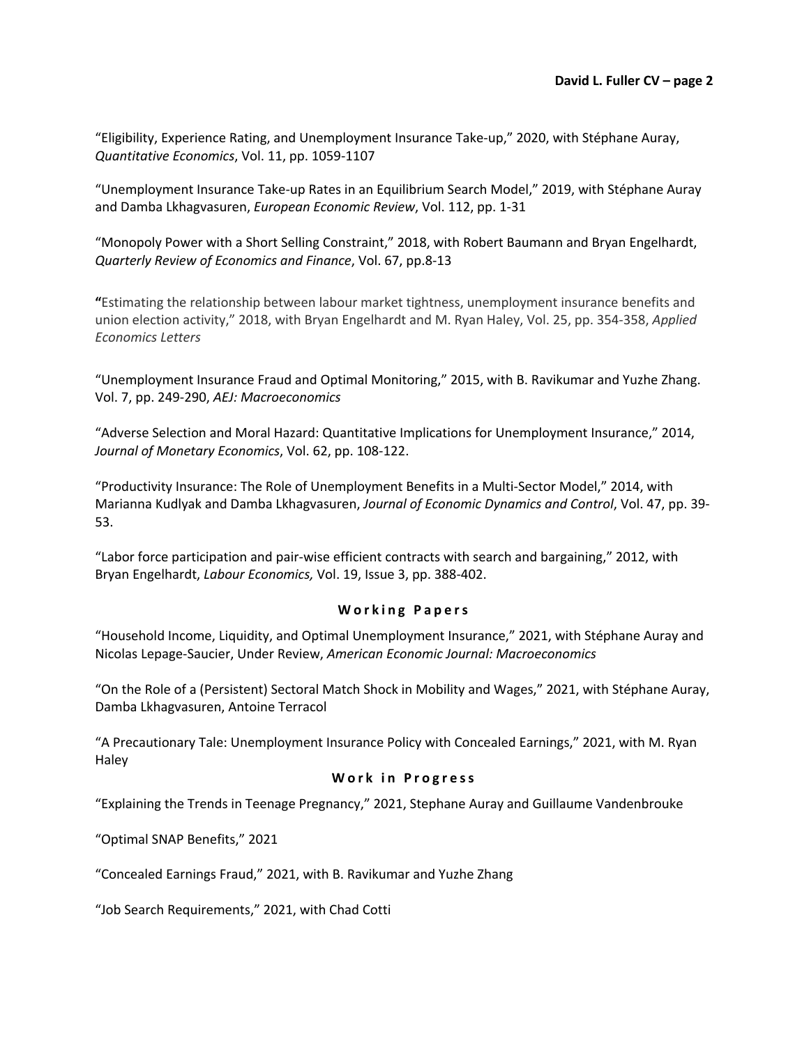"Eligibility, Experience Rating, and Unemployment Insurance Take-up," 2020, with Stéphane Auray, *Quantitative Economics*, Vol. 11, pp. 1059-1107

"Unemployment Insurance Take-up Rates in an Equilibrium Search Model," 2019, with Stéphane Auray and Damba Lkhagvasuren, *European Economic Review*, Vol. 112, pp. 1-31

"Monopoly Power with a Short Selling Constraint," 2018, with Robert Baumann and Bryan Engelhardt, *Quarterly Review of Economics and Finance*, Vol. 67, pp.8-13

**"**Estimating the relationship between labour market tightness, unemployment insurance benefits and union election activity," 2018, with Bryan Engelhardt and M. Ryan Haley, Vol. 25, pp. 354-358, *Applied Economics Letters*

"Unemployment Insurance Fraud and Optimal Monitoring," 2015, with B. Ravikumar and Yuzhe Zhang. Vol. 7, pp. 249-290, *AEJ: Macroeconomics*

"Adverse Selection and Moral Hazard: Quantitative Implications for Unemployment Insurance," 2014, *Journal of Monetary Economics*, Vol. 62, pp. 108-122.

"Productivity Insurance: The Role of Unemployment Benefits in a Multi-Sector Model," 2014, with Marianna Kudlyak and Damba Lkhagvasuren, *Journal of Economic Dynamics and Control*, Vol. 47, pp. 39-53.

"Labor force participation and pair-wise efficient contracts with search and bargaining," 2012, with Bryan Engelhardt, *Labour Economics,* Vol. 19, Issue 3, pp. 388-402.

## Working Papers

"Household Income, Liquidity, and Optimal Unemployment Insurance," 2021, with Stéphane Auray and Nicolas Lepage-Saucier, Under Review, *American Economic Journal: Macroeconomics*

"On the Role of a (Persistent) Sectoral Match Shock in Mobility and Wages," 2021, with Stéphane Auray, Damba Lkhagvasuren, Antoine Terracol

"A Precautionary Tale: Unemployment Insurance Policy with Concealed Earnings," 2021, with M. Ryan Haley

## Work in Progress

"Explaining the Trends in Teenage Pregnancy," 2021, Stephane Auray and Guillaume Vandenbrouke

"Optimal SNAP Benefits," 2021

"Concealed Earnings Fraud," 2021, with B. Ravikumar and Yuzhe Zhang

"Job Search Requirements," 2021, with Chad Cotti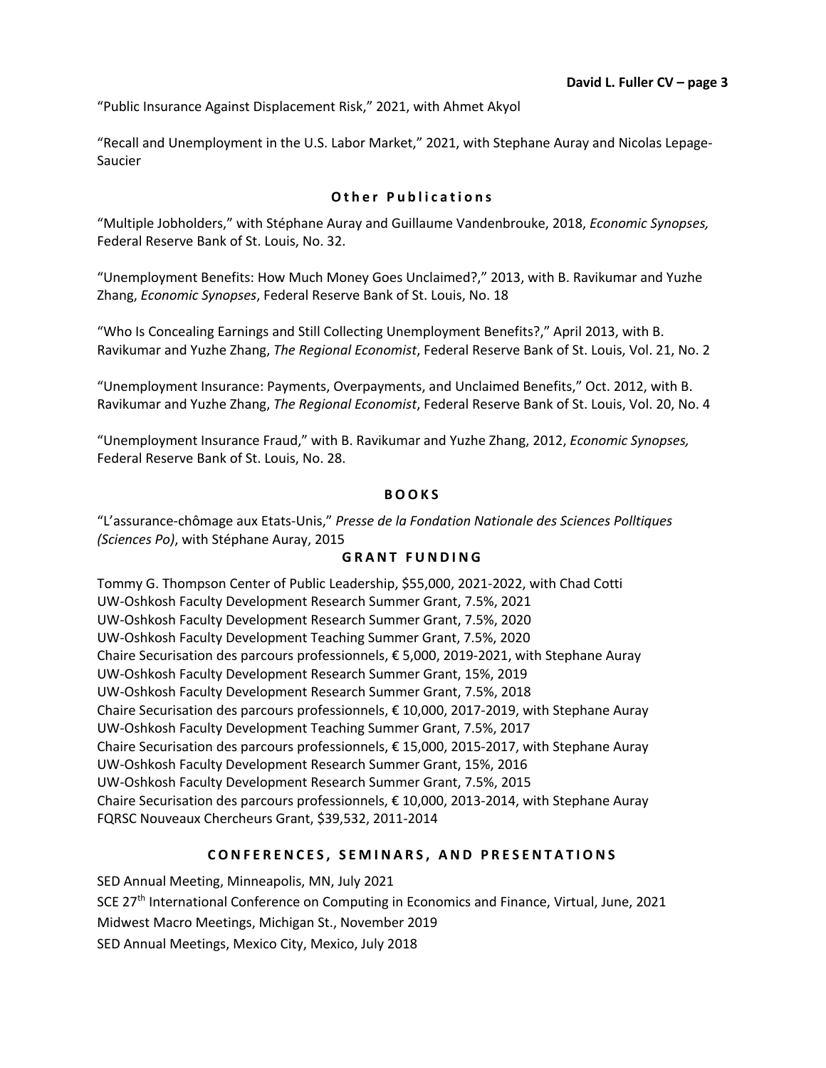"Public Insurance Against Displacement Risk," 2021, with Ahmet Akyol

"Recall and Unemployment in the U.S. Labor Market," 2021, with Stephane Auray and Nicolas Lepage-Saucier

### Other Publications

"Multiple Jobholders," with Stéphane Auray and Guillaume Vandenbrouke, 2018, *Economic Synopses,* Federal Reserve Bank of St. Louis, No. 32.

"Unemployment Benefits: How Much Money Goes Unclaimed?," 2013, with B. Ravikumar and Yuzhe Zhang, *Economic Synopses*, Federal Reserve Bank of St. Louis, No. 18

"Who Is Concealing Earnings and Still Collecting Unemployment Benefits?," April 2013, with B. Ravikumar and Yuzhe Zhang, *The Regional Economist*, Federal Reserve Bank of St. Louis, Vol. 21, No. 2

"Unemployment Insurance: Payments, Overpayments, and Unclaimed Benefits," Oct. 2012, with B. Ravikumar and Yuzhe Zhang, *The Regional Economist*, Federal Reserve Bank of St. Louis, Vol. 20, No. 4

"Unemployment Insurance Fraud," with B. Ravikumar and Yuzhe Zhang, 2012, *Economic Synopses,* Federal Reserve Bank of St. Louis, No. 28.

## BOOKS

"L'assurance-chômage aux Etats-Unis," *Presse de la Fondation Nationale des Sciences Polltiques (Sciences Po)*, with Stéphane Auray, 2015

## GRANT FUNDING

Tommy G. Thompson Center of Public Leadership, $55,000, 2021-2022, with Chad Cotti
UW-Oshkosh Faculty Development Research Summer Grant, 7.5%, 2021
UW-Oshkosh Faculty Development Research Summer Grant, 7.5%, 2020
UW-Oshkosh Faculty Development Teaching Summer Grant, 7.5%, 2020
Chaire Securisation des parcours professionnels, € 5,000, 2019-2021, with Stephane Auray
UW-Oshkosh Faculty Development Research Summer Grant, 15%, 2019
UW-Oshkosh Faculty Development Research Summer Grant, 7.5%, 2018
Chaire Securisation des parcours professionnels, € 10,000, 2017-2019, with Stephane Auray
UW-Oshkosh Faculty Development Teaching Summer Grant, 7.5%, 2017
Chaire Securisation des parcours professionnels, € 15,000, 2015-2017, with Stephane Auray
UW-Oshkosh Faculty Development Research Summer Grant, 15%, 2016
UW-Oshkosh Faculty Development Research Summer Grant, 7.5%, 2015
Chaire Securisation des parcours professionnels, € 10,000, 2013-2014, with Stephane Auray
FQRSC Nouveaux Chercheurs Grant, $39,532, 2011-2014

## CONFERENCES, SEMINARS, AND PRESENTATIONS

SED Annual Meeting, Minneapolis, MN, July 2021
SCE 27th International Conference on Computing in Economics and Finance, Virtual, June, 2021
Midwest Macro Meetings, Michigan St., November 2019
SED Annual Meetings, Mexico City, Mexico, July 2018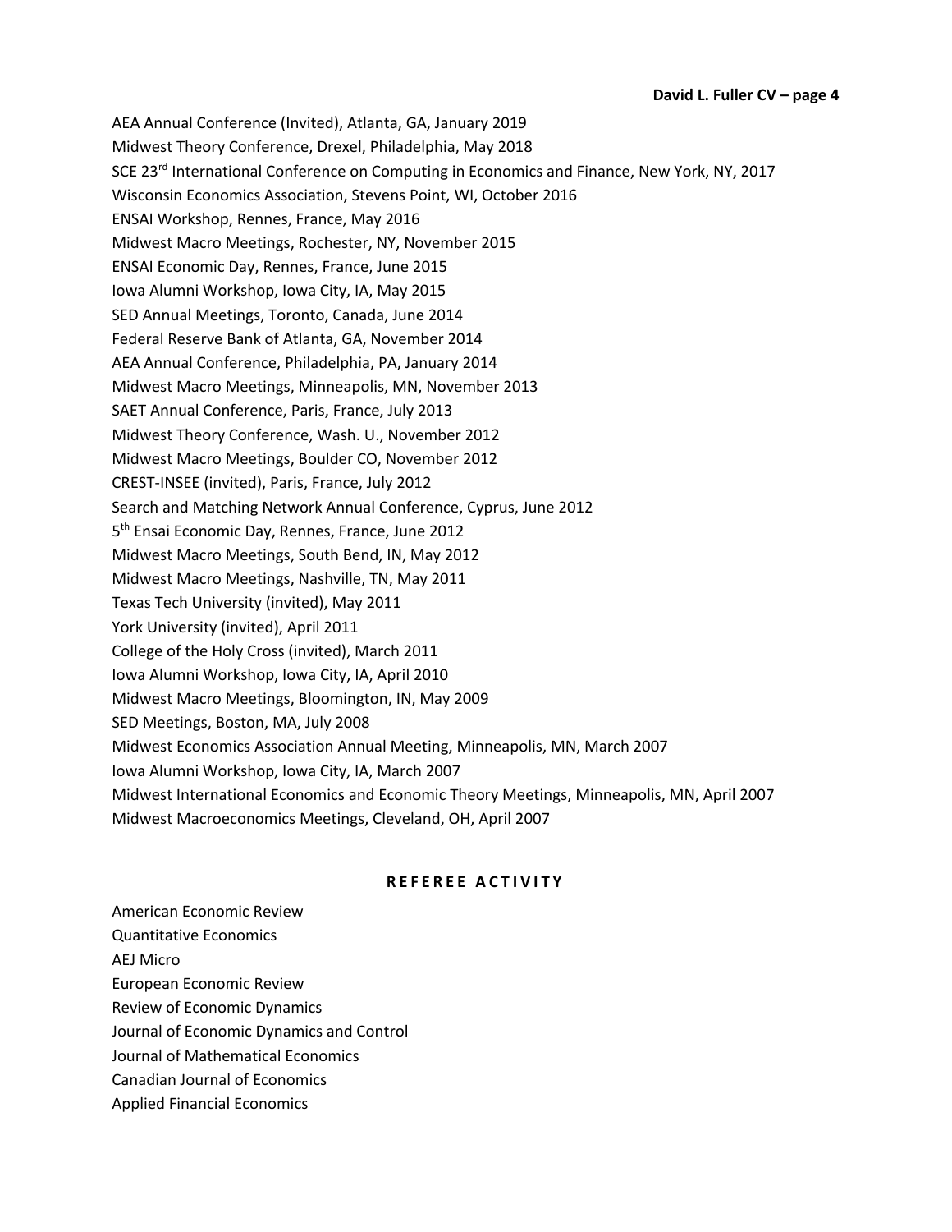AEA Annual Conference (Invited), Atlanta, GA, January 2019
Midwest Theory Conference, Drexel, Philadelphia, May 2018
SCE 23rd International Conference on Computing in Economics and Finance, New York, NY, 2017
Wisconsin Economics Association, Stevens Point, WI, October 2016
ENSAI Workshop, Rennes, France, May 2016
Midwest Macro Meetings, Rochester, NY, November 2015
ENSAI Economic Day, Rennes, France, June 2015
Iowa Alumni Workshop, Iowa City, IA, May 2015
SED Annual Meetings, Toronto, Canada, June 2014
Federal Reserve Bank of Atlanta, GA, November 2014
AEA Annual Conference, Philadelphia, PA, January 2014
Midwest Macro Meetings, Minneapolis, MN, November 2013
SAET Annual Conference, Paris, France, July 2013
Midwest Theory Conference, Wash. U., November 2012
Midwest Macro Meetings, Boulder CO, November 2012
CREST-INSEE (invited), Paris, France, July 2012
Search and Matching Network Annual Conference, Cyprus, June 2012
5th Ensai Economic Day, Rennes, France, June 2012
Midwest Macro Meetings, South Bend, IN, May 2012
Midwest Macro Meetings, Nashville, TN, May 2011
Texas Tech University (invited), May 2011
York University (invited), April 2011
College of the Holy Cross (invited), March 2011
Iowa Alumni Workshop, Iowa City, IA, April 2010
Midwest Macro Meetings, Bloomington, IN, May 2009
SED Meetings, Boston, MA, July 2008
Midwest Economics Association Annual Meeting, Minneapolis, MN, March 2007
Iowa Alumni Workshop, Iowa City, IA, March 2007
Midwest International Economics and Economic Theory Meetings, Minneapolis, MN, April 2007
Midwest Macroeconomics Meetings, Cleveland, OH, April 2007

## REFEREE ACTIVITY

American Economic Review
Quantitative Economics
AEJ Micro
European Economic Review
Review of Economic Dynamics
Journal of Economic Dynamics and Control
Journal of Mathematical Economics
Canadian Journal of Economics
Applied Financial Economics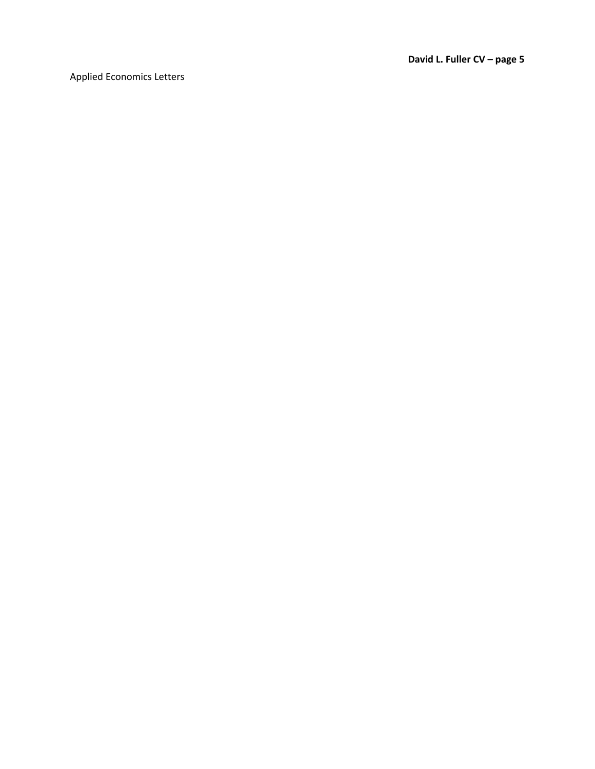Applied Economics Letters